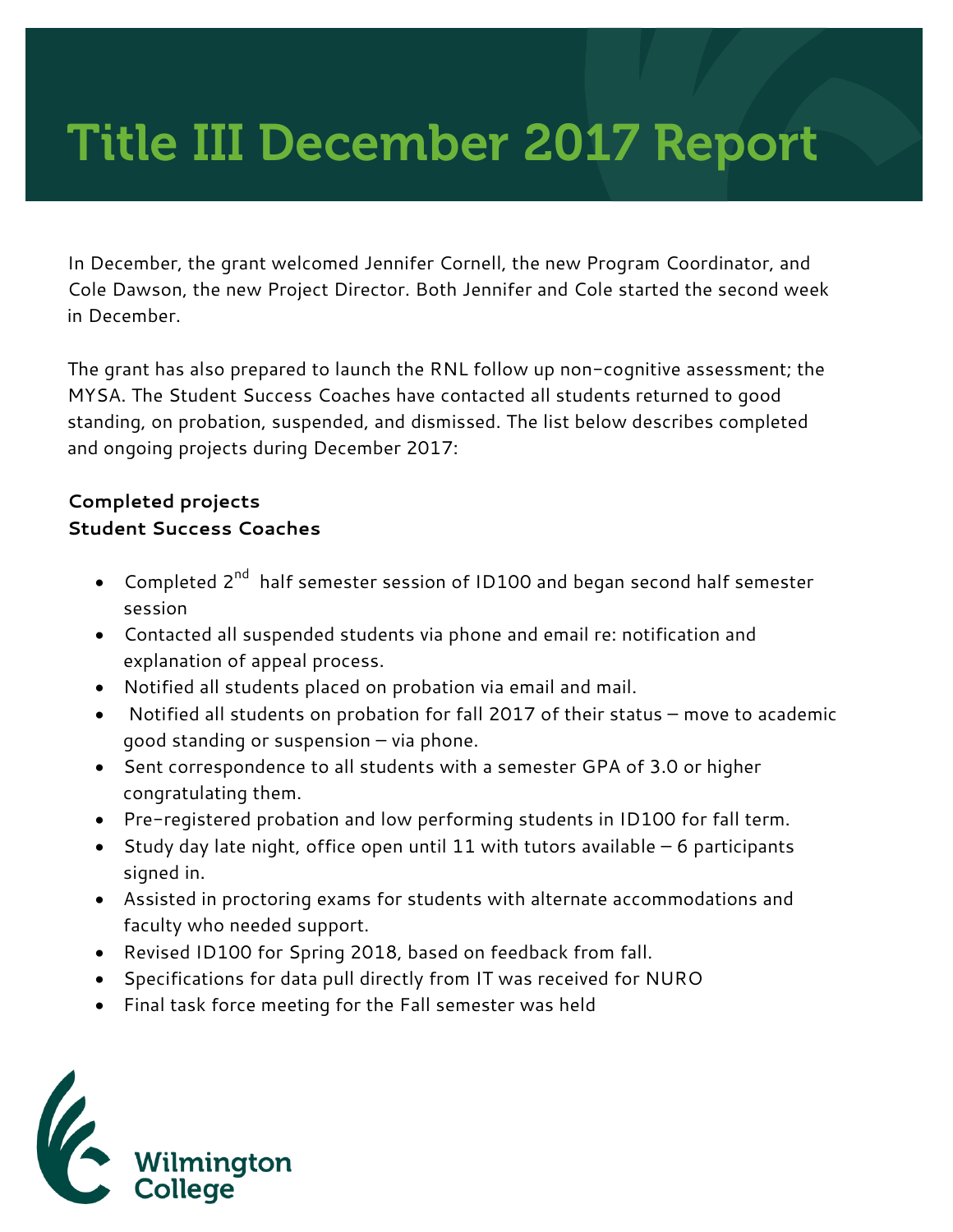# Title III December 2017 Report

In December, the grant welcomed Jennifer Cornell, the new Program Coordinator, and Cole Dawson, the new Project Director. Both Jennifer and Cole started the second week in December.

The grant has also prepared to launch the RNL follow up non-cognitive assessment; the MYSA. The Student Success Coaches have contacted all students returned to good standing, on probation, suspended, and dismissed. The list below describes completed and ongoing projects during December 2017:

**Completed projects**
**Student Success Coaches**

- Completed 2nd half semester session of ID100 and began second half semester session
- Contacted all suspended students via phone and email re: notification and explanation of appeal process.
- Notified all students placed on probation via email and mail.
- Notified all students on probation for fall 2017 of their status – move to academic good standing or suspension – via phone.
- Sent correspondence to all students with a semester GPA of 3.0 or higher congratulating them.
- Pre-registered probation and low performing students in ID100 for fall term.
- Study day late night, office open until 11 with tutors available – 6 participants signed in.
- Assisted in proctoring exams for students with alternate accommodations and faculty who needed support.
- Revised ID100 for Spring 2018, based on feedback from fall.
- Specifications for data pull directly from IT was received for NURO
- Final task force meeting for the Fall semester was held

Wilmington College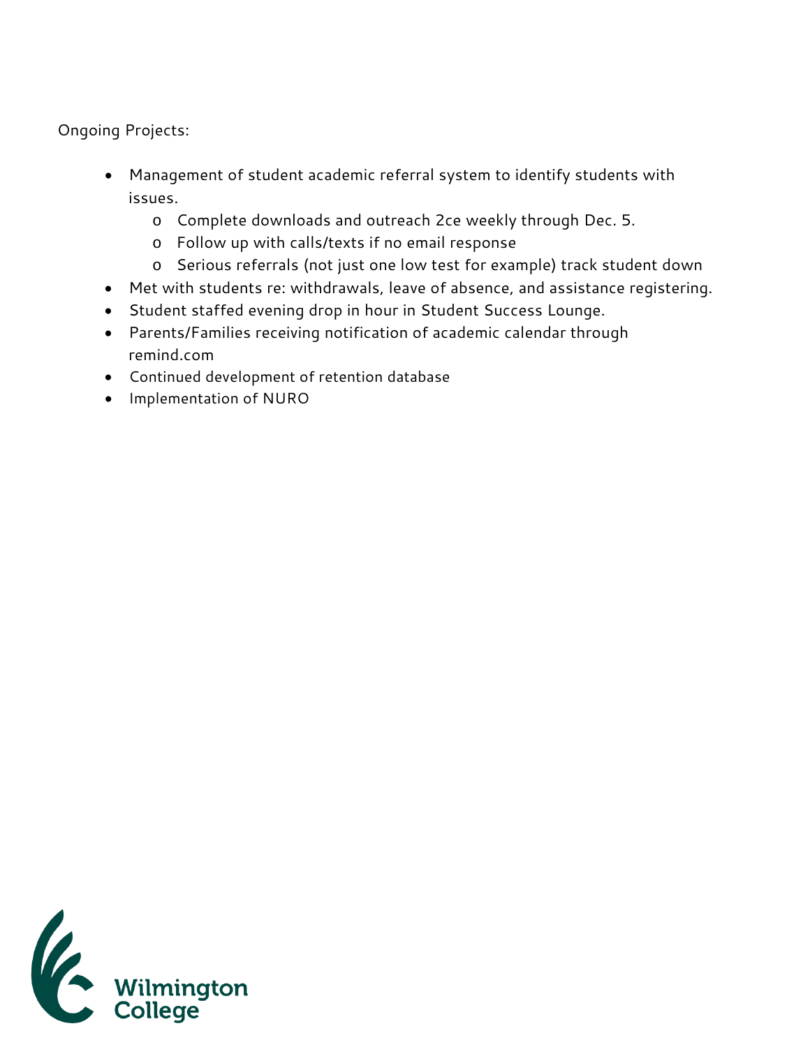Ongoing Projects:

- Management of student academic referral system to identify students with issues.
    - Complete downloads and outreach 2ce weekly through Dec. 5.
    - Follow up with calls/texts if no email response
    - Serious referrals (not just one low test for example) track student down
- Met with students re: withdrawals, leave of absence, and assistance registering.
- Student staffed evening drop in hour in Student Success Lounge.
- Parents/Families receiving notification of academic calendar through remind.com
- Continued development of retention database
- Implementation of NURO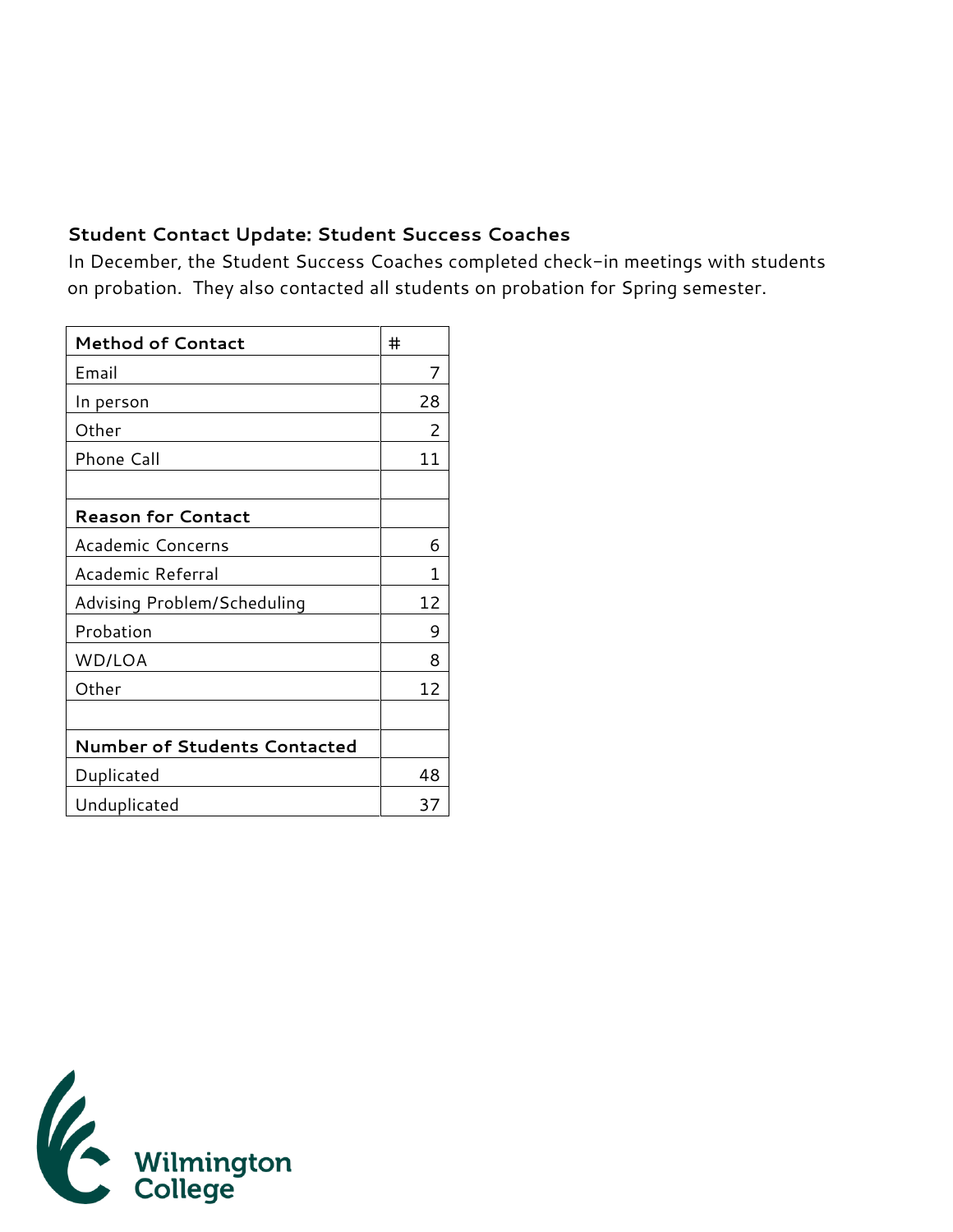### Student Contact Update: Student Success Coaches

In December, the Student Success Coaches completed check-in meetings with students on probation. They also contacted all students on probation for Spring semester.

| Method of Contact | # |
|---|---|
| Email | 7 |
| In person | 28 |
| Other | 2 |
| Phone Call | 11 |
| | |
| **Reason for Contact** | |
| Academic Concerns | 6 |
| Academic Referral | 1 |
| Advising Problem/Scheduling | 12 |
| Probation | 9 |
| WD/LOA | 8 |
| Other | 12 |
| | |
| **Number of Students Contacted** | |
| Duplicated | 48 |
| Unduplicated | 37 |

Wilmington College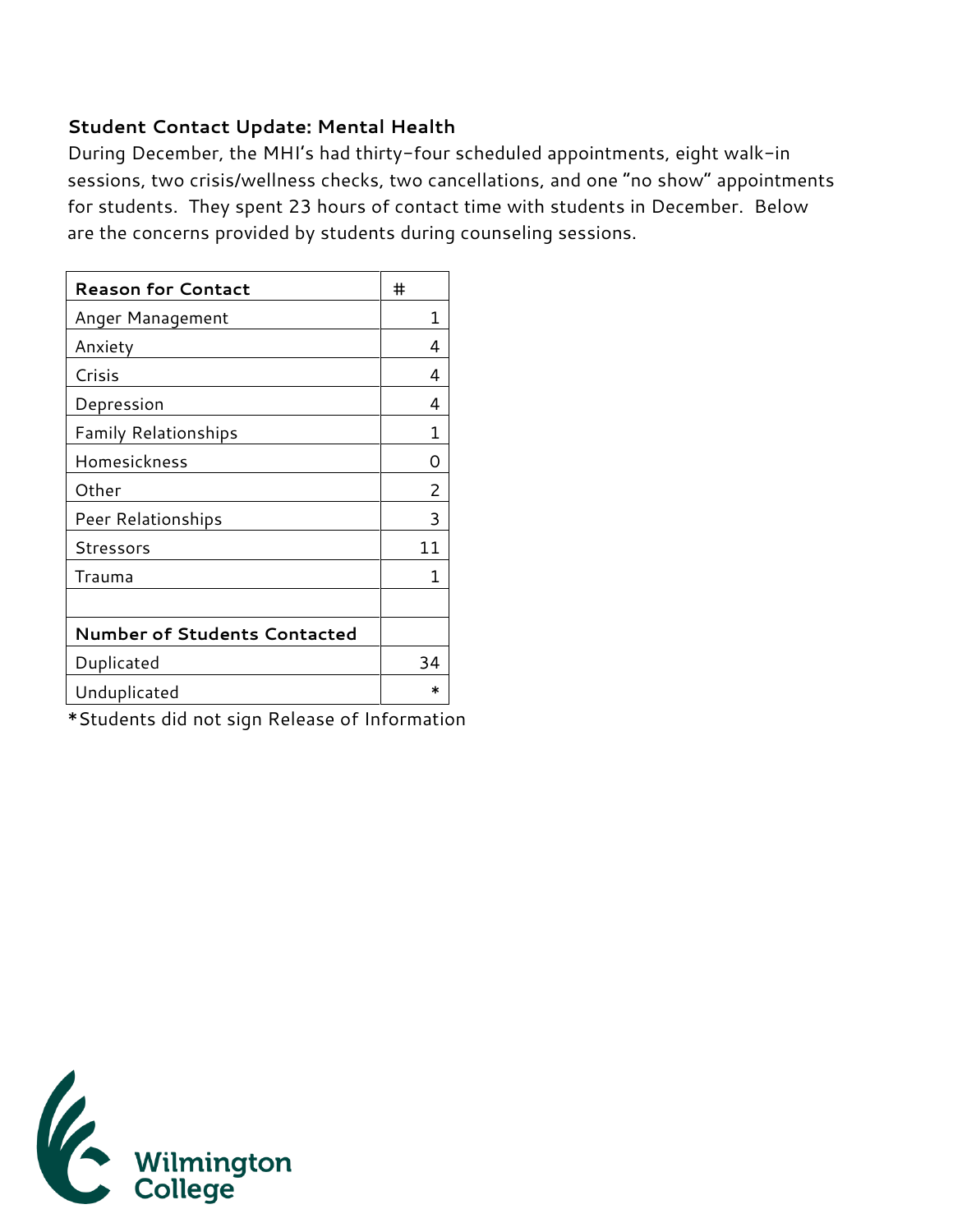**Student Contact Update: Mental Health**

During December, the MHI's had thirty-four scheduled appointments, eight walk-in sessions, two crisis/wellness checks, two cancellations, and one "no show" appointments for students. They spent 23 hours of contact time with students in December. Below are the concerns provided by students during counseling sessions.

| **Reason for Contact** | # |
|---|---|
| Anger Management | 1 |
| Anxiety | 4 |
| Crisis | 4 |
| Depression | 4 |
| Family Relationships | 1 |
| Homesickness | 0 |
| Other | 2 |
| Peer Relationships | 3 |
| Stressors | 11 |
| Trauma | 1 |
| | |
| **Number of Students Contacted** | |
| Duplicated | 34 |
| Unduplicated | * |

*Students did not sign Release of Information

Wilmington College